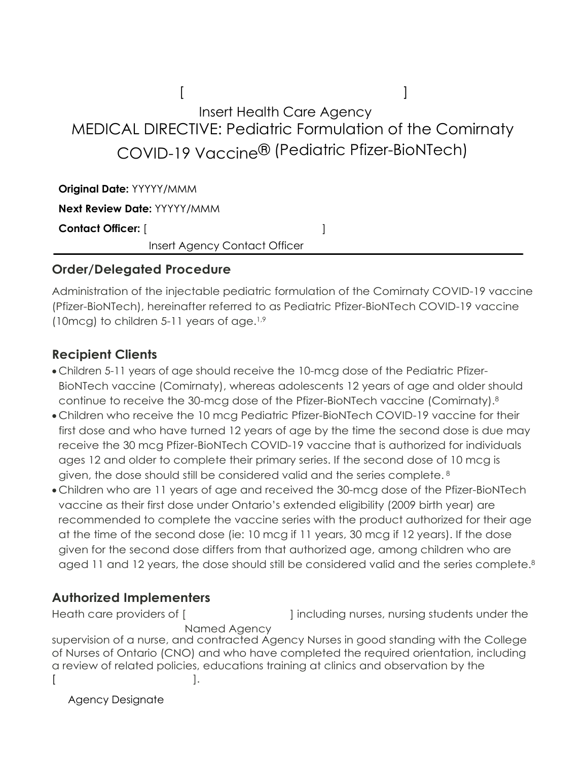[ ]

Insert Health Care Agency

# MEDICAL DIRECTIVE: Pediatric Formulation of the Comirnaty COVID-19 Vaccine® (Pediatric Pfizer-BioNTech)

**Original Date:** YYYYY/MMM

**Next Review Date:** YYYYY/MMM

**Contact Officer:** [ ]

Insert Agency Contact Officer

---

## Order/Delegated Procedure

Administration of the injectable pediatric formulation of the Comirnaty COVID-19 vaccine (Pfizer-BioNTech), hereinafter referred to as Pediatric Pfizer-BioNTech COVID-19 vaccine (10mcg) to children 5-11 years of age.[1,9]

## Recipient Clients

- Children 5-11 years of age should receive the 10-mcg dose of the Pediatric Pfizer-BioNTech vaccine (Comirnaty), whereas adolescents 12 years of age and older should continue to receive the 30-mcg dose of the Pfizer-BioNTech vaccine (Comirnaty).[8]
- Children who receive the 10 mcg Pediatric Pfizer-BioNTech COVID-19 vaccine for their first dose and who have turned 12 years of age by the time the second dose is due may receive the 30 mcg Pfizer-BioNTech COVID-19 vaccine that is authorized for individuals ages 12 and older to complete their primary series. If the second dose of 10 mcg is given, the dose should still be considered valid and the series complete. [8]
- Children who are 11 years of age and received the 30-mcg dose of the Pfizer-BioNTech vaccine as their first dose under Ontario's extended eligibility (2009 birth year) are recommended to complete the vaccine series with the product authorized for their age at the time of the second dose (ie: 10 mcg if 11 years, 30 mcg if 12 years). If the dose given for the second dose differs from that authorized age, among children who are aged 11 and 12 years, the dose should still be considered valid and the series complete.[8]

## Authorized Implementers

Heath care providers of [ ] including nurses, nursing students under the supervision of a nurse, and contracted Agency Nurses in good standing with the College of Nurses of Ontario (CNO) and who have completed the required orientation, including a review of related policies, educations training at clinics and observation by the [ ].

Named Agency

Agency Designate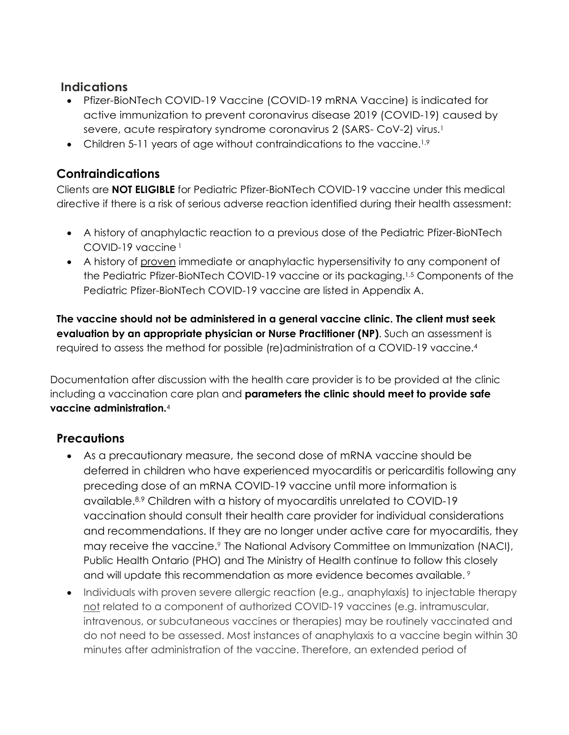## Indications

- Pfizer-BioNTech COVID-19 Vaccine (COVID-19 mRNA Vaccine) is indicated for active immunization to prevent coronavirus disease 2019 (COVID-19) caused by severe, acute respiratory syndrome coronavirus 2 (SARS- CoV-2) virus.[1]
- Children 5-11 years of age without contraindications to the vaccine.[1,9]

## Contraindications

Clients are **NOT ELIGIBLE** for Pediatric Pfizer-BioNTech COVID-19 vaccine under this medical directive if there is a risk of serious adverse reaction identified during their health assessment:

- A history of anaphylactic reaction to a previous dose of the Pediatric Pfizer-BioNTech COVID-19 vaccine [1]
- A history of proven immediate or anaphylactic hypersensitivity to any component of the Pediatric Pfizer-BioNTech COVID-19 vaccine or its packaging.[1,5] Components of the Pediatric Pfizer-BioNTech COVID-19 vaccine are listed in Appendix A.

**The vaccine should not be administered in a general vaccine clinic. The client must seek evaluation by an appropriate physician or Nurse Practitioner (NP)**. Such an assessment is required to assess the method for possible (re)administration of a COVID-19 vaccine.[4]

Documentation after discussion with the health care provider is to be provided at the clinic including a vaccination care plan and **parameters the clinic should meet to provide safe vaccine administration.**[4]

## Precautions

- As a precautionary measure, the second dose of mRNA vaccine should be deferred in children who have experienced myocarditis or pericarditis following any preceding dose of an mRNA COVID-19 vaccine until more information is available.[8,9] Children with a history of myocarditis unrelated to COVID-19 vaccination should consult their health care provider for individual considerations and recommendations. If they are no longer under active care for myocarditis, they may receive the vaccine.[9] The National Advisory Committee on Immunization (NACI), Public Health Ontario (PHO) and The Ministry of Health continue to follow this closely and will update this recommendation as more evidence becomes available. [9]
- Individuals with proven severe allergic reaction (e.g., anaphylaxis) to injectable therapy not related to a component of authorized COVID-19 vaccines (e.g. intramuscular, intravenous, or subcutaneous vaccines or therapies) may be routinely vaccinated and do not need to be assessed. Most instances of anaphylaxis to a vaccine begin within 30 minutes after administration of the vaccine. Therefore, an extended period of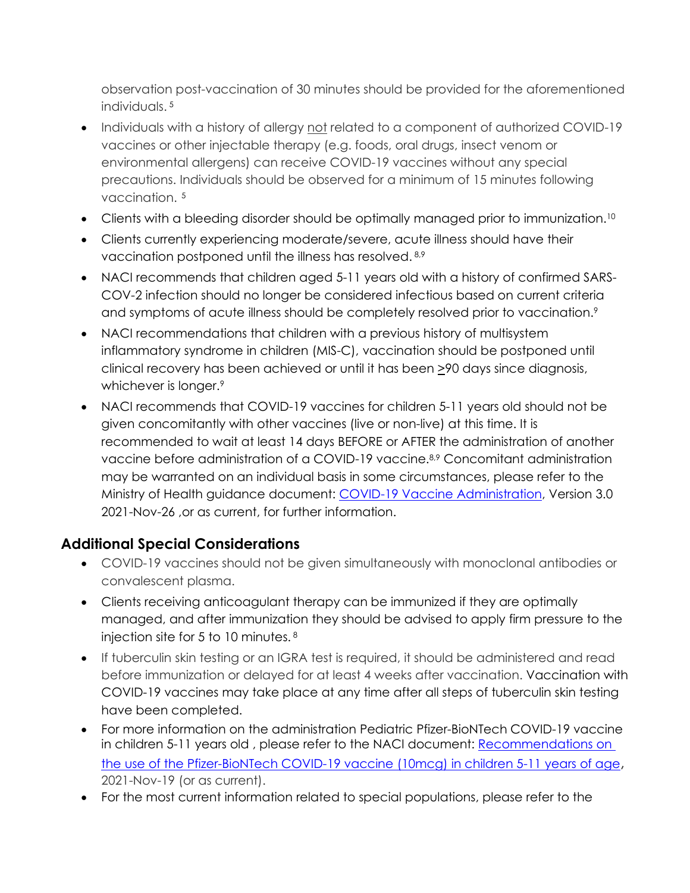observation post-vaccination of 30 minutes should be provided for the aforementioned individuals. [5]

- Individuals with a history of allergy not related to a component of authorized COVID-19 vaccines or other injectable therapy (e.g. foods, oral drugs, insect venom or environmental allergens) can receive COVID-19 vaccines without any special precautions. Individuals should be observed for a minimum of 15 minutes following vaccination. [5]
- Clients with a bleeding disorder should be optimally managed prior to immunization.[10]
- Clients currently experiencing moderate/severe, acute illness should have their vaccination postponed until the illness has resolved. [8,9]
- NACI recommends that children aged 5-11 years old with a history of confirmed SARS-COV-2 infection should no longer be considered infectious based on current criteria and symptoms of acute illness should be completely resolved prior to vaccination.[9]
- NACI recommendations that children with a previous history of multisystem inflammatory syndrome in children (MIS-C), vaccination should be postponed until clinical recovery has been achieved or until it has been ≥90 days since diagnosis, whichever is longer.[9]
- NACI recommends that COVID-19 vaccines for children 5-11 years old should not be given concomitantly with other vaccines (live or non-live) at this time. It is recommended to wait at least 14 days BEFORE or AFTER the administration of another vaccine before administration of a COVID-19 vaccine.[8,9] Concomitant administration may be warranted on an individual basis in some circumstances, please refer to the Ministry of Health guidance document: [COVID-19 Vaccine Administration](), Version 3.0 2021-Nov-26 ,or as current, for further information.

## Additional Special Considerations

- COVID-19 vaccines should not be given simultaneously with monoclonal antibodies or convalescent plasma.
- Clients receiving anticoagulant therapy can be immunized if they are optimally managed, and after immunization they should be advised to apply firm pressure to the injection site for 5 to 10 minutes. [8]
- If tuberculin skin testing or an IGRA test is required, it should be administered and read before immunization or delayed for at least 4 weeks after vaccination. Vaccination with COVID-19 vaccines may take place at any time after all steps of tuberculin skin testing have been completed.
- For more information on the administration Pediatric Pfizer-BioNTech COVID-19 vaccine in children 5-11 years old , please refer to the NACI document: [Recommendations on the use of the Pfizer-BioNTech COVID-19 vaccine (10mcg) in children 5-11 years of age](), 2021-Nov-19 (or as current).
- For the most current information related to special populations, please refer to the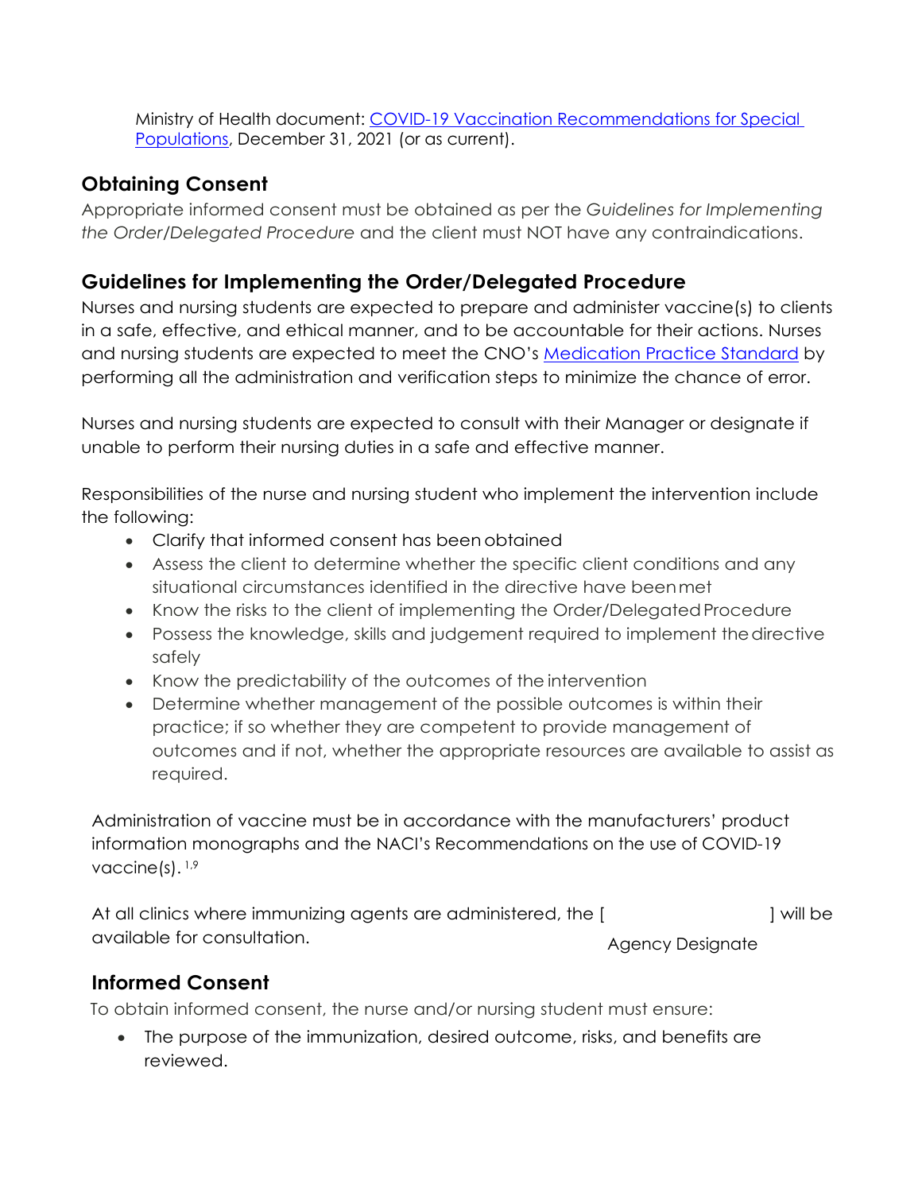Ministry of Health document: [COVID-19 Vaccination Recommendations for Special Populations](), December 31, 2021 (or as current).

## Obtaining Consent

Appropriate informed consent must be obtained as per the *Guidelines for Implementing the Order/Delegated Procedure* and the client must NOT have any contraindications.

## Guidelines for Implementing the Order/Delegated Procedure

Nurses and nursing students are expected to prepare and administer vaccine(s) to clients in a safe, effective, and ethical manner, and to be accountable for their actions. Nurses and nursing students are expected to meet the CNO's [Medication Practice Standard]() by performing all the administration and verification steps to minimize the chance of error.

Nurses and nursing students are expected to consult with their Manager or designate if unable to perform their nursing duties in a safe and effective manner.

Responsibilities of the nurse and nursing student who implement the intervention include the following:

- Clarify that informed consent has been obtained
- Assess the client to determine whether the specific client conditions and any situational circumstances identified in the directive have been met
- Know the risks to the client of implementing the Order/Delegated Procedure
- Possess the knowledge, skills and judgement required to implement the directive safely
- Know the predictability of the outcomes of the intervention
- Determine whether management of the possible outcomes is within their practice; if so whether they are competent to provide management of outcomes and if not, whether the appropriate resources are available to assist as required.

Administration of vaccine must be in accordance with the manufacturers' product information monographs and the NACI's Recommendations on the use of COVID-19 vaccine(s).[1,9]

At all clinics where immunizing agents are administered, the [ Agency Designate ] will be available for consultation.

## Informed Consent

To obtain informed consent, the nurse and/or nursing student must ensure:

- The purpose of the immunization, desired outcome, risks, and benefits are reviewed.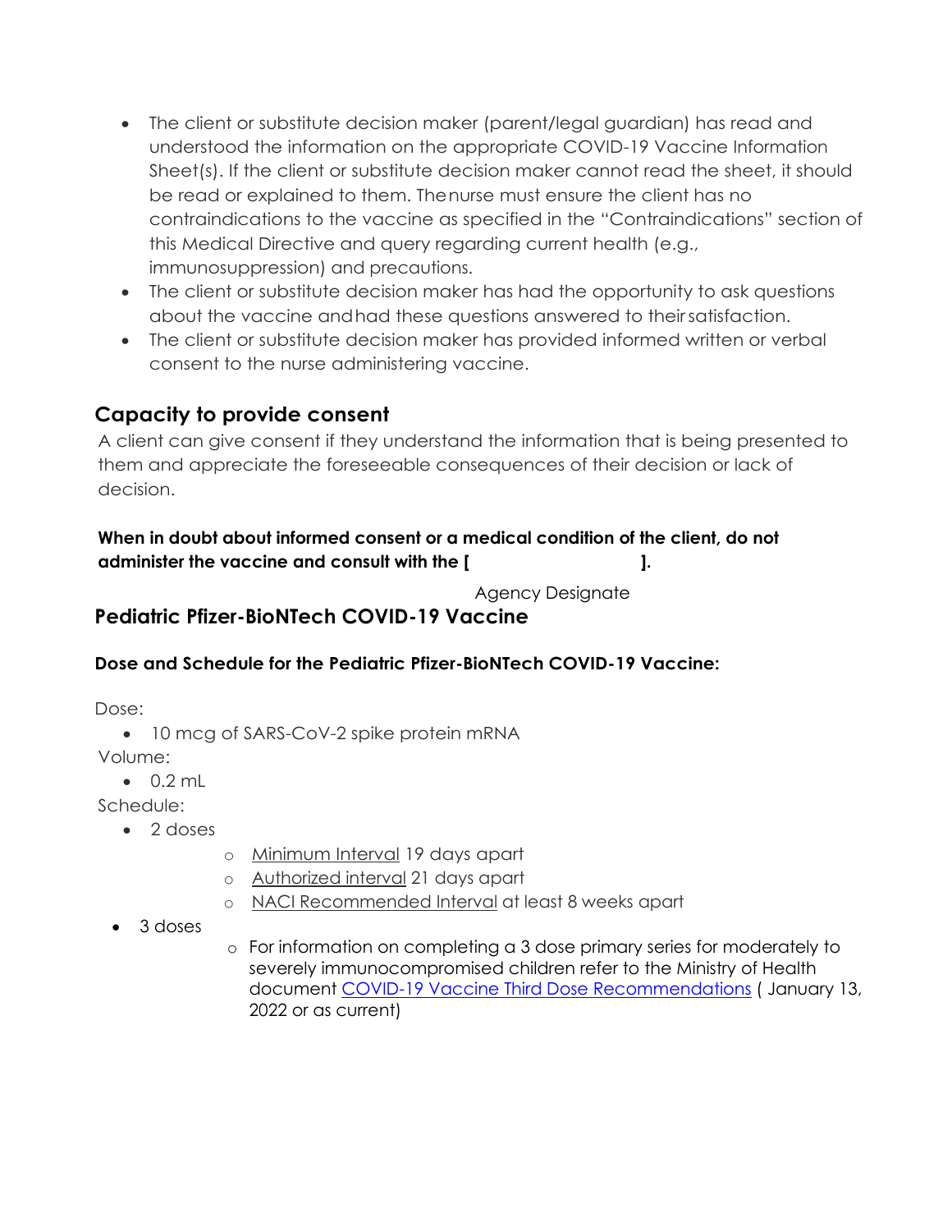- The client or substitute decision maker (parent/legal guardian) has read and understood the information on the appropriate COVID-19 Vaccine Information Sheet(s). If the client or substitute decision maker cannot read the sheet, it should be read or explained to them. The nurse must ensure the client has no contraindications to the vaccine as specified in the "Contraindications" section of this Medical Directive and query regarding current health (e.g., immunosuppression) and precautions.
- The client or substitute decision maker has had the opportunity to ask questions about the vaccine and had these questions answered to their satisfaction.
- The client or substitute decision maker has provided informed written or verbal consent to the nurse administering vaccine.

## Capacity to provide consent

A client can give consent if they understand the information that is being presented to them and appreciate the foreseeable consequences of their decision or lack of decision.

**When in doubt about informed consent or a medical condition of the client, do not administer the vaccine and consult with the [ ].**

Agency Designate

## Pediatric Pfizer-BioNTech COVID-19 Vaccine

### Dose and Schedule for the Pediatric Pfizer-BioNTech COVID-19 Vaccine:

Dose:

- 10 mcg of SARS-CoV-2 spike protein mRNA

Volume:

- 0.2 mL

Schedule:

- 2 doses
  - Minimum Interval 19 days apart
  - Authorized interval 21 days apart
  - NACI Recommended Interval at least 8 weeks apart
- 3 doses
  - For information on completing a 3 dose primary series for moderately to severely immunocompromised children refer to the Ministry of Health document COVID-19 Vaccine Third Dose Recommendations ( January 13, 2022 or as current)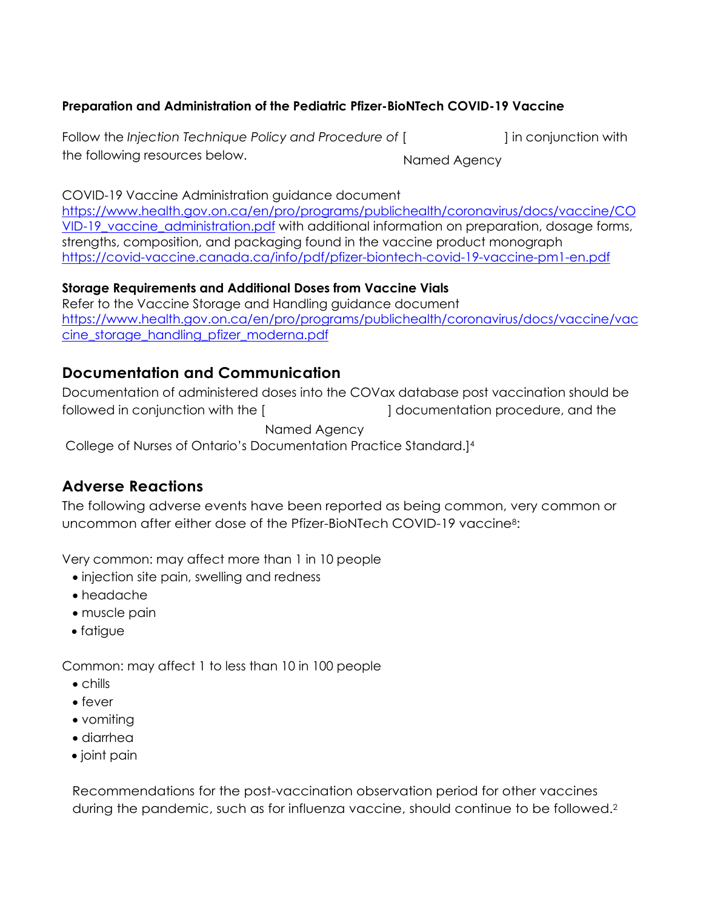**Preparation and Administration of the Pediatric Pfizer-BioNTech COVID-19 Vaccine**

Follow the *Injection Technique Policy and Procedure of* [ Named Agency ] in conjunction with the following resources below.

COVID-19 Vaccine Administration guidance document https://www.health.gov.on.ca/en/pro/programs/publichealth/coronavirus/docs/vaccine/COVID-19_vaccine_administration.pdf with additional information on preparation, dosage forms, strengths, composition, and packaging found in the vaccine product monograph https://covid-vaccine.canada.ca/info/pdf/pfizer-biontech-covid-19-vaccine-pm1-en.pdf

**Storage Requirements and Additional Doses from Vaccine Vials**

Refer to the Vaccine Storage and Handling guidance document https://www.health.gov.on.ca/en/pro/programs/publichealth/coronavirus/docs/vaccine/vaccine_storage_handling_pfizer_moderna.pdf

## Documentation and Communication

Documentation of administered doses into the COVax database post vaccination should be followed in conjunction with the [ Named Agency ] documentation procedure, and the College of Nurses of Ontario's Documentation Practice Standard.][4]

## Adverse Reactions

The following adverse events have been reported as being common, very common or uncommon after either dose of the Pfizer-BioNTech COVID-19 vaccine[8]:

Very common: may affect more than 1 in 10 people

- injection site pain, swelling and redness
- headache
- muscle pain
- fatigue

Common: may affect 1 to less than 10 in 100 people

- chills
- fever
- vomiting
- diarrhea
- joint pain

Recommendations for the post-vaccination observation period for other vaccines during the pandemic, such as for influenza vaccine, should continue to be followed.[2]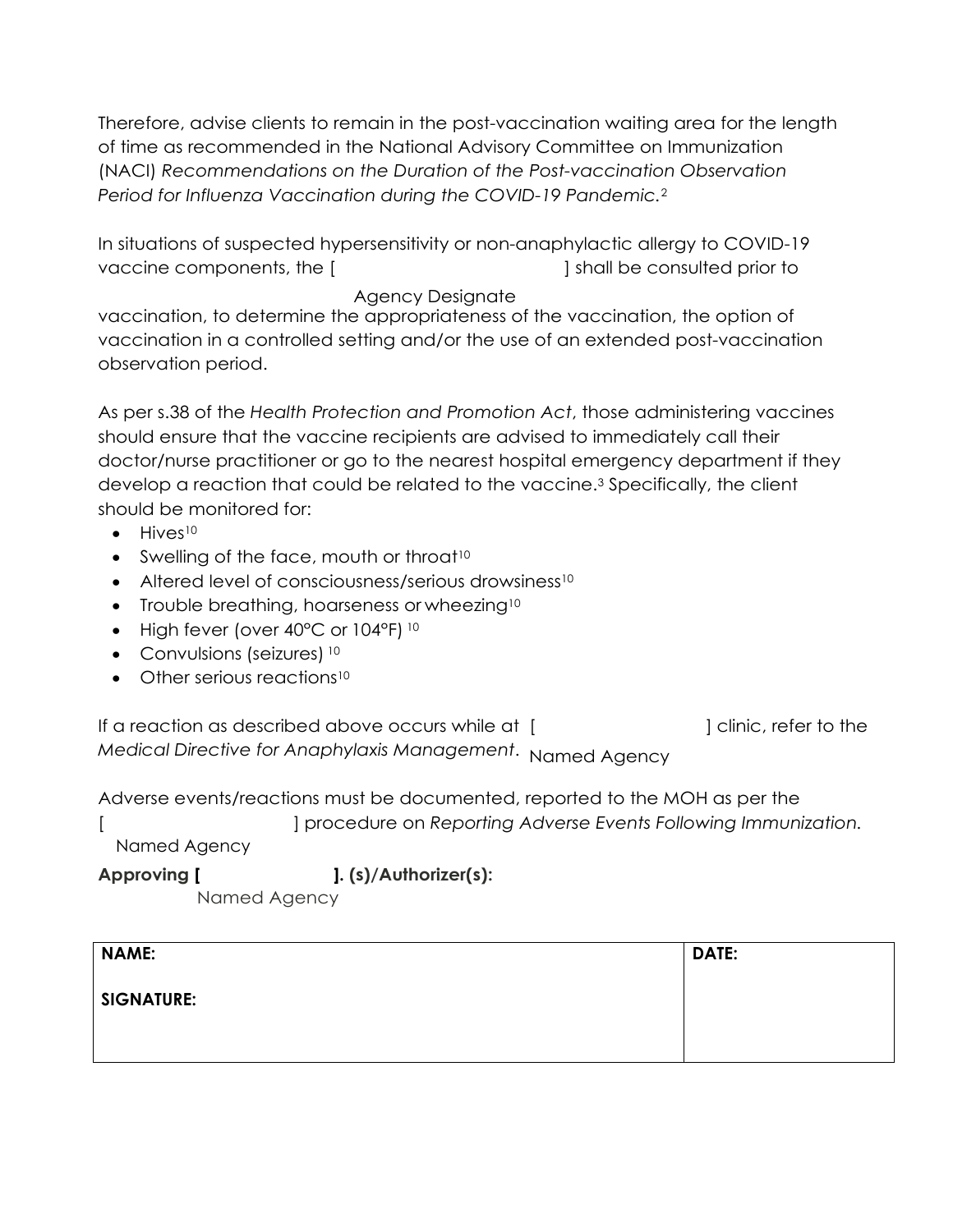Therefore, advise clients to remain in the post-vaccination waiting area for the length of time as recommended in the National Advisory Committee on Immunization (NACI) *Recommendations on the Duration of the Post-vaccination Observation Period for Influenza Vaccination during the COVID-19 Pandemic*.[2]

In situations of suspected hypersensitivity or non-anaphylactic allergy to COVID-19 vaccine components, the [ Agency Designate ] shall be consulted prior to vaccination, to determine the appropriateness of the vaccination, the option of vaccination in a controlled setting and/or the use of an extended post-vaccination observation period.

As per s.38 of the *Health Protection and Promotion Act*, those administering vaccines should ensure that the vaccine recipients are advised to immediately call their doctor/nurse practitioner or go to the nearest hospital emergency department if they develop a reaction that could be related to the vaccine.[3] Specifically, the client should be monitored for:

- Hives[10]
- Swelling of the face, mouth or throat[10]
- Altered level of consciousness/serious drowsiness[10]
- Trouble breathing, hoarseness or wheezing[10]
- High fever (over 40°C or 104°F) [10]
- Convulsions (seizures) [10]
- Other serious reactions[10]

If a reaction as described above occurs while at [ Named Agency ] clinic, refer to the *Medical Directive for Anaphylaxis Management*.

Adverse events/reactions must be documented, reported to the MOH as per the [ Named Agency ] procedure on *Reporting Adverse Events Following Immunization.*

**Approving [ Named Agency ]. (s)/Authorizer(s):**

| | |
|---|---|
| **NAME:**<br><br>**SIGNATURE:** | **DATE:** |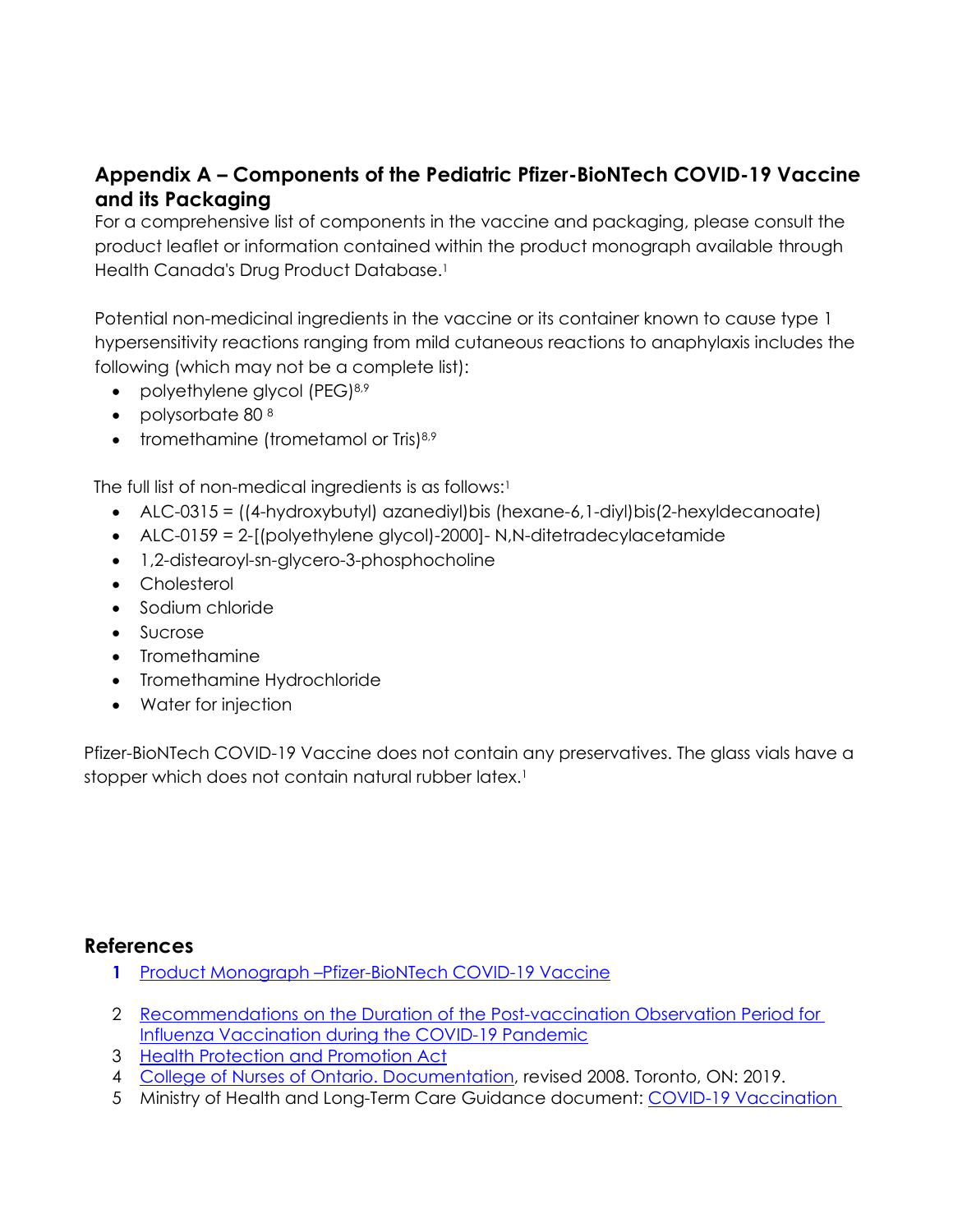## Appendix A – Components of the Pediatric Pfizer-BioNTech COVID-19 Vaccine and its Packaging

For a comprehensive list of components in the vaccine and packaging, please consult the product leaflet or information contained within the product monograph available through Health Canada's Drug Product Database.[1]

Potential non-medicinal ingredients in the vaccine or its container known to cause type 1 hypersensitivity reactions ranging from mild cutaneous reactions to anaphylaxis includes the following (which may not be a complete list):

- polyethylene glycol (PEG)[8,9]
- polysorbate 80 [8]
- tromethamine (trometamol or Tris)[8,9]

The full list of non-medical ingredients is as follows:[1]

- ALC-0315 = ((4-hydroxybutyl) azanediyl)bis (hexane-6,1-diyl)bis(2-hexyldecanoate)
- ALC-0159 = 2-[(polyethylene glycol)-2000]- N,N-ditetradecylacetamide
- 1,2-distearoyl-sn-glycero-3-phosphocholine
- Cholesterol
- Sodium chloride
- Sucrose
- Tromethamine
- Tromethamine Hydrochloride
- Water for injection

Pfizer-BioNTech COVID-19 Vaccine does not contain any preservatives. The glass vials have a stopper which does not contain natural rubber latex.[1]

## References

1. Product Monograph –Pfizer-BioNTech COVID-19 Vaccine
2. Recommendations on the Duration of the Post-vaccination Observation Period for Influenza Vaccination during the COVID-19 Pandemic
3. Health Protection and Promotion Act
4. College of Nurses of Ontario. Documentation, revised 2008. Toronto, ON: 2019.
5. Ministry of Health and Long-Term Care Guidance document: COVID-19 Vaccination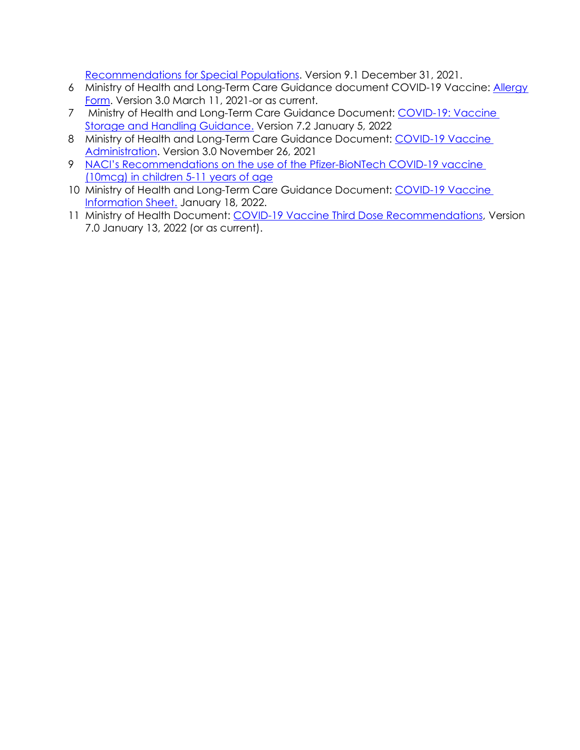Recommendations for Special Populations. Version 9.1 December 31, 2021.

6. Ministry of Health and Long-Term Care Guidance document COVID-19 Vaccine: Allergy Form. Version 3.0 March 11, 2021-or as current.
7. Ministry of Health and Long-Term Care Guidance Document: COVID-19: Vaccine Storage and Handling Guidance. Version 7.2 January 5, 2022
8. Ministry of Health and Long-Term Care Guidance Document: COVID-19 Vaccine Administration. Version 3.0 November 26, 2021
9. NACI's Recommendations on the use of the Pfizer-BioNTech COVID-19 vaccine (10mcg) in children 5-11 years of age
10. Ministry of Health and Long-Term Care Guidance Document: COVID-19 Vaccine Information Sheet. January 18, 2022.
11. Ministry of Health Document: COVID-19 Vaccine Third Dose Recommendations, Version 7.0 January 13, 2022 (or as current).